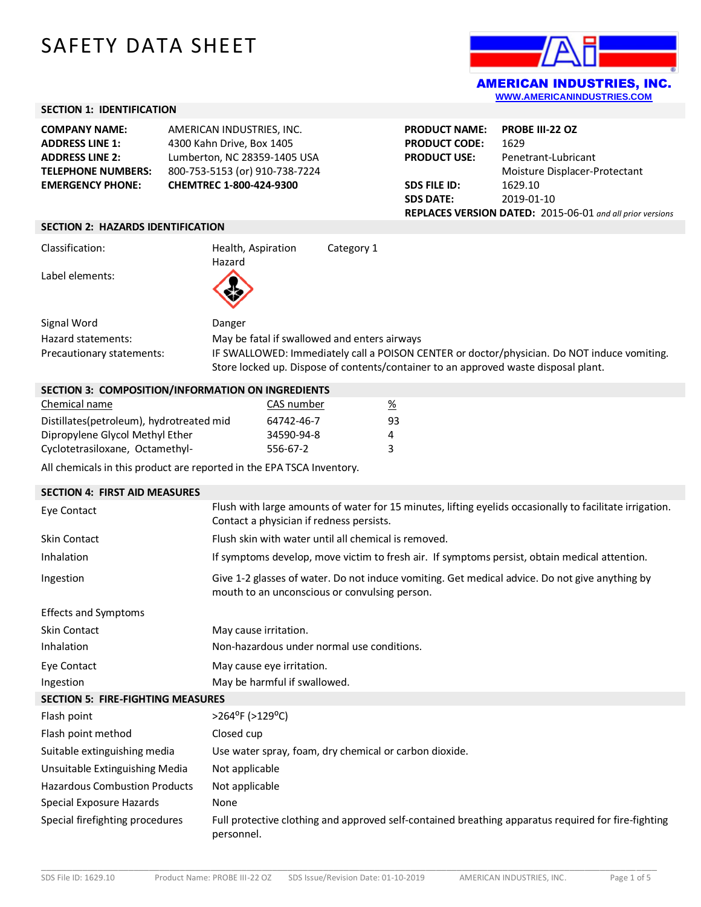# SAFETY DATA SHEET

**AMERICAN INDUSTRIES, INC.**
WWW.AMERICANINDUSTRIES.COM

## SECTION 1: IDENTIFICATION

| | |
|---|---|
| **COMPANY NAME:** | AMERICAN INDUSTRIES, INC. |
| **ADDRESS LINE 1:** | 4300 Kahn Drive, Box 1405 |
| **ADDRESS LINE 2:** | Lumberton, NC 28359-1405 USA |
| **TELEPHONE NUMBERS:** | 800-753-5153 (or) 910-738-7224 |
| **EMERGENCY PHONE:** | **CHEMTREC 1-800-424-9300** |

| | |
|---|---|
| **PRODUCT NAME:** | **PROBE III-22 OZ** |
| **PRODUCT CODE:** | 1629 |
| **PRODUCT USE:** | Penetrant-Lubricant<br>Moisture Displacer-Protectant |
| **SDS FILE ID:** | 1629.10 |
| **SDS DATE:** | 2019-01-10 |
| **REPLACES VERSION DATED:** | 2015-06-01 *and all prior versions* |

## SECTION 2: HAZARDS IDENTIFICATION

| | | |
|---|---|---|
| Classification: | Health, Aspiration Hazard | Category 1 |
| Label elements: | | |
| Signal Word | Danger | |
| Hazard statements: | May be fatal if swallowed and enters airways | |
| Precautionary statements: | IF SWALLOWED: Immediately call a POISON CENTER or doctor/physician. Do NOT induce vomiting. Store locked up. Dispose of contents/container to an approved waste disposal plant. | |

## SECTION 3: COMPOSITION/INFORMATION ON INGREDIENTS

| Chemical name | CAS number | % |
|---|---|---|
| Distillates(petroleum), hydrotreated mid | 64742-46-7 | 93 |
| Dipropylene Glycol Methyl Ether | 34590-94-8 | 4 |
| Cyclotetrasiloxane, Octamethyl- | 556-67-2 | 3 |

All chemicals in this product are reported in the EPA TSCA Inventory.

## SECTION 4: FIRST AID MEASURES

| | |
|---|---|
| Eye Contact | Flush with large amounts of water for 15 minutes, lifting eyelids occasionally to facilitate irrigation. Contact a physician if redness persists. |
| Skin Contact | Flush skin with water until all chemical is removed. |
| Inhalation | If symptoms develop, move victim to fresh air. If symptoms persist, obtain medical attention. |
| Ingestion | Give 1-2 glasses of water. Do not induce vomiting. Get medical advice. Do not give anything by mouth to an unconscious or convulsing person. |

Effects and Symptoms

| | |
|---|---|
| Skin Contact | May cause irritation. |
| Inhalation | Non-hazardous under normal use conditions. |
| Eye Contact | May cause eye irritation. |
| Ingestion | May be harmful if swallowed. |

## SECTION 5: FIRE-FIGHTING MEASURES

| | |
|---|---|
| Flash point | >264°F (>129°C) |
| Flash point method | Closed cup |
| Suitable extinguishing media | Use water spray, foam, dry chemical or carbon dioxide. |
| Unsuitable Extinguishing Media | Not applicable |
| Hazardous Combustion Products | Not applicable |
| Special Exposure Hazards | None |
| Special firefighting procedures | Full protective clothing and approved self-contained breathing apparatus required for fire-fighting personnel. |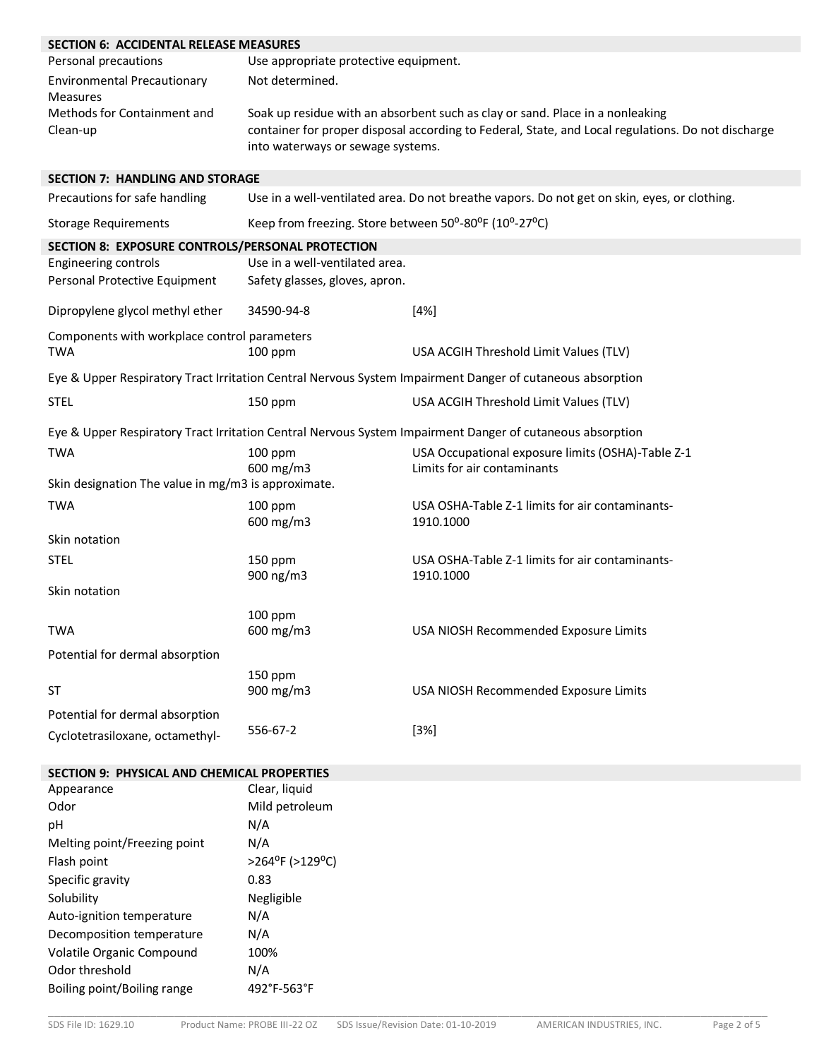## SECTION 6: ACCIDENTAL RELEASE MEASURES

| | |
|---|---|
| Personal precautions | Use appropriate protective equipment. |
| Environmental Precautionary Measures | Not determined. |
| Methods for Containment and Clean-up | Soak up residue with an absorbent such as clay or sand. Place in a nonleaking container for proper disposal according to Federal, State, and Local regulations. Do not discharge into waterways or sewage systems. |

## SECTION 7: HANDLING AND STORAGE

| | |
|---|---|
| Precautions for safe handling | Use in a well-ventilated area. Do not breathe vapors. Do not get on skin, eyes, or clothing. |
| Storage Requirements | Keep from freezing. Store between 50°-80°F (10°-27°C) |

## SECTION 8: EXPOSURE CONTROLS/PERSONAL PROTECTION

| | |
|---|---|
| Engineering controls | Use in a well-ventilated area. |
| Personal Protective Equipment | Safety glasses, gloves, apron. |

| | | |
|---|---|---|
| Dipropylene glycol methyl ether | 34590-94-8 | [4%] |

Components with workplace control parameters

| | | |
|---|---|---|
| TWA | 100 ppm | USA ACGIH Threshold Limit Values (TLV) |

Eye & Upper Respiratory Tract Irritation Central Nervous System Impairment Danger of cutaneous absorption

| | | |
|---|---|---|
| STEL | 150 ppm | USA ACGIH Threshold Limit Values (TLV) |

Eye & Upper Respiratory Tract Irritation Central Nervous System Impairment Danger of cutaneous absorption

| | | |
|---|---|---|
| TWA | 100 ppm<br>600 mg/m3 | USA Occupational exposure limits (OSHA)-Table Z-1 Limits for air contaminants |

Skin designation The value in mg/m3 is approximate.

| | | |
|---|---|---|
| TWA | 100 ppm<br>600 mg/m3 | USA OSHA-Table Z-1 limits for air contaminants-1910.1000 |

Skin notation

| | | |
|---|---|---|
| STEL | 150 ppm<br>900 ng/m3 | USA OSHA-Table Z-1 limits for air contaminants-1910.1000 |

Skin notation

| | | |
|---|---|---|
| TWA | 100 ppm<br>600 mg/m3 | USA NIOSH Recommended Exposure Limits |

Potential for dermal absorption

| | | |
|---|---|---|
| ST | 150 ppm<br>900 mg/m3 | USA NIOSH Recommended Exposure Limits |

Potential for dermal absorption

| | | |
|---|---|---|
| Cyclotetrasiloxane, octamethyl- | 556-67-2 | [3%] |

## SECTION 9: PHYSICAL AND CHEMICAL PROPERTIES

| | |
|---|---|
| Appearance | Clear, liquid |
| Odor | Mild petroleum |
| pH | N/A |
| Melting point/Freezing point | N/A |
| Flash point | >264°F (>129°C) |
| Specific gravity | 0.83 |
| Solubility | Negligible |
| Auto-ignition temperature | N/A |
| Decomposition temperature | N/A |
| Volatile Organic Compound | 100% |
| Odor threshold | N/A |
| Boiling point/Boiling range | 492°F-563°F |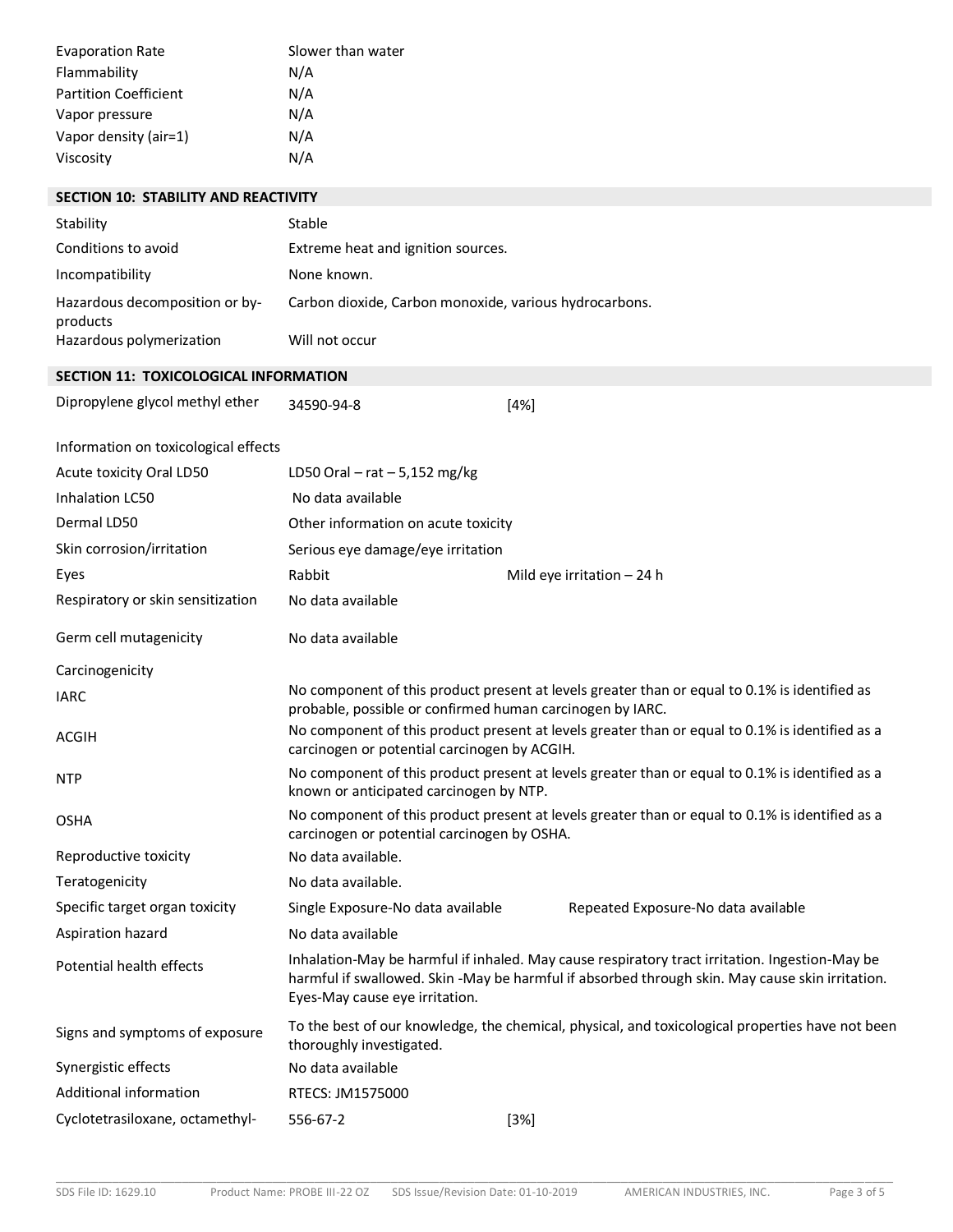| | |
|---|---|
| Evaporation Rate | Slower than water |
| Flammability | N/A |
| Partition Coefficient | N/A |
| Vapor pressure | N/A |
| Vapor density (air=1) | N/A |
| Viscosity | N/A |

## SECTION 10: STABILITY AND REACTIVITY

| | |
|---|---|
| Stability | Stable |
| Conditions to avoid | Extreme heat and ignition sources. |
| Incompatibility | None known. |
| Hazardous decomposition or by-products | Carbon dioxide, Carbon monoxide, various hydrocarbons. |
| Hazardous polymerization | Will not occur |

## SECTION 11: TOXICOLOGICAL INFORMATION

| | | |
|---|---|---|
| Dipropylene glycol methyl ether | 34590-94-8 | [4%] |

Information on toxicological effects

| | | |
|---|---|---|
| Acute toxicity Oral LD50 | LD50 Oral – rat – 5,152 mg/kg | |
| Inhalation LC50 | No data available | |
| Dermal LD50 | Other information on acute toxicity | |
| Skin corrosion/irritation | Serious eye damage/eye irritation | |
| Eyes | Rabbit | Mild eye irritation – 24 h |
| Respiratory or skin sensitization | No data available | |
| Germ cell mutagenicity | No data available | |
| Carcinogenicity | | |
| IARC | No component of this product present at levels greater than or equal to 0.1% is identified as probable, possible or confirmed human carcinogen by IARC. | |
| ACGIH | No component of this product present at levels greater than or equal to 0.1% is identified as a carcinogen or potential carcinogen by ACGIH. | |
| NTP | No component of this product present at levels greater than or equal to 0.1% is identified as a known or anticipated carcinogen by NTP. | |
| OSHA | No component of this product present at levels greater than or equal to 0.1% is identified as a carcinogen or potential carcinogen by OSHA. | |
| Reproductive toxicity | No data available. | |
| Teratogenicity | No data available. | |
| Specific target organ toxicity | Single Exposure-No data available | Repeated Exposure-No data available |
| Aspiration hazard | No data available | |
| Potential health effects | Inhalation-May be harmful if inhaled. May cause respiratory tract irritation. Ingestion-May be harmful if swallowed. Skin -May be harmful if absorbed through skin. May cause skin irritation. Eyes-May cause eye irritation. | |
| Signs and symptoms of exposure | To the best of our knowledge, the chemical, physical, and toxicological properties have not been thoroughly investigated. | |
| Synergistic effects | No data available | |
| Additional information | RTECS: JM1575000 | |
| Cyclotetrasiloxane, octamethyl- | 556-67-2 | [3%] |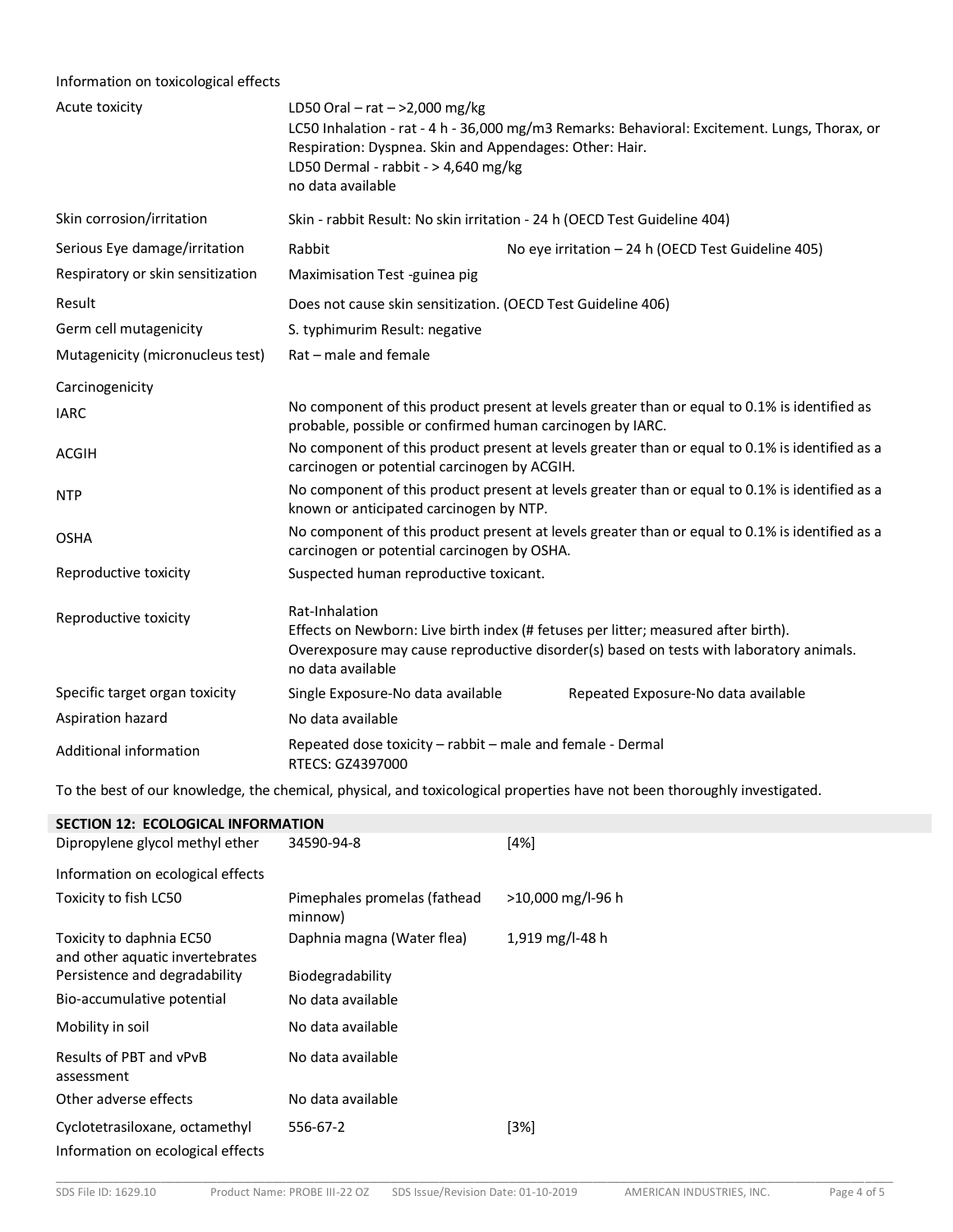Information on toxicological effects

| | | |
|---|---|---|
| Acute toxicity | LD50 Oral – rat – >2,000 mg/kg<br>LC50 Inhalation - rat - 4 h - 36,000 mg/m3 Remarks: Behavioral: Excitement. Lungs, Thorax, or Respiration: Dyspnea. Skin and Appendages: Other: Hair.<br>LD50 Dermal - rabbit - > 4,640 mg/kg<br>no data available | |
| Skin corrosion/irritation | Skin - rabbit Result: No skin irritation - 24 h (OECD Test Guideline 404) | |
| Serious Eye damage/irritation | Rabbit | No eye irritation – 24 h (OECD Test Guideline 405) |
| Respiratory or skin sensitization | Maximisation Test -guinea pig | |
| Result | Does not cause skin sensitization. (OECD Test Guideline 406) | |
| Germ cell mutagenicity | S. typhimurim Result: negative | |
| Mutagenicity (micronucleus test) | Rat – male and female | |
| Carcinogenicity | | |
| IARC | No component of this product present at levels greater than or equal to 0.1% is identified as probable, possible or confirmed human carcinogen by IARC. | |
| ACGIH | No component of this product present at levels greater than or equal to 0.1% is identified as a carcinogen or potential carcinogen by ACGIH. | |
| NTP | No component of this product present at levels greater than or equal to 0.1% is identified as a known or anticipated carcinogen by NTP. | |
| OSHA | No component of this product present at levels greater than or equal to 0.1% is identified as a carcinogen or potential carcinogen by OSHA. | |
| Reproductive toxicity | Suspected human reproductive toxicant. | |
| Reproductive toxicity | Rat-Inhalation<br>Effects on Newborn: Live birth index (# fetuses per litter; measured after birth).<br>Overexposure may cause reproductive disorder(s) based on tests with laboratory animals.<br>no data available | |
| Specific target organ toxicity | Single Exposure-No data available | Repeated Exposure-No data available |
| Aspiration hazard | No data available | |
| Additional information | Repeated dose toxicity – rabbit – male and female - Dermal<br>RTECS: GZ4397000 | |

To the best of our knowledge, the chemical, physical, and toxicological properties have not been thoroughly investigated.

## SECTION 12: ECOLOGICAL INFORMATION

| | | |
|---|---|---|
| Dipropylene glycol methyl ether | 34590-94-8 | [4%] |
| Information on ecological effects | | |
| Toxicity to fish LC50 | Pimephales promelas (fathead minnow) | >10,000 mg/l-96 h |
| Toxicity to daphnia EC50 and other aquatic invertebrates | Daphnia magna (Water flea) | 1,919 mg/l-48 h |
| Persistence and degradability | Biodegradability | |
| Bio-accumulative potential | No data available | |
| Mobility in soil | No data available | |
| Results of PBT and vPvB assessment | No data available | |
| Other adverse effects | No data available | |
| Cyclotetrasiloxane, octamethyl | 556-67-2 | [3%] |
| Information on ecological effects | | |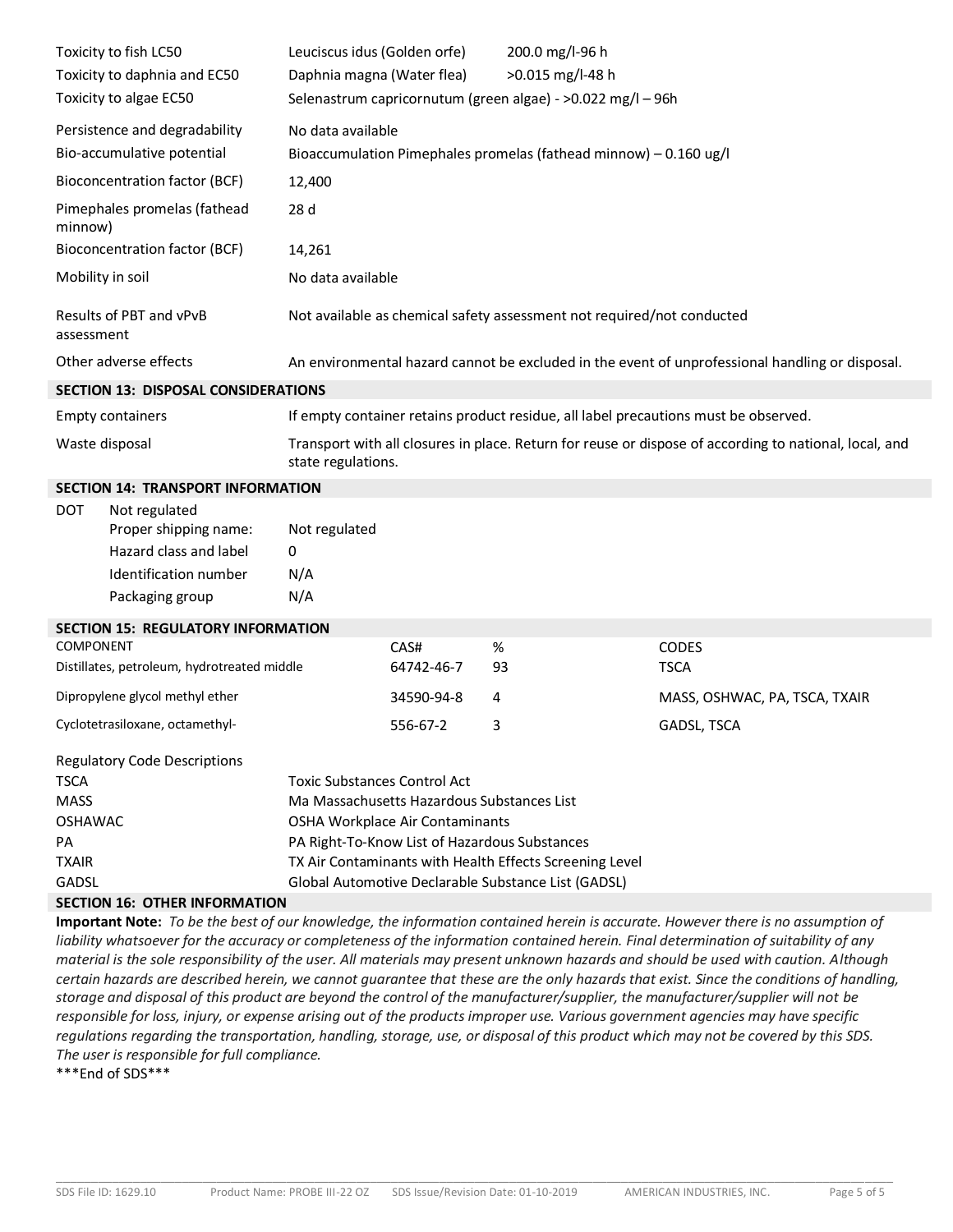| | | |
|---|---|---|
| Toxicity to fish LC50 | Leuciscus idus (Golden orfe) | 200.0 mg/l-96 h |
| Toxicity to daphnia and EC50 | Daphnia magna (Water flea) | >0.015 mg/l-48 h |
| Toxicity to algae EC50 | Selenastrum capricornutum (green algae) - >0.022 mg/l – 96h | |
| Persistence and degradability | No data available | |
| Bio-accumulative potential | Bioaccumulation Pimephales promelas (fathead minnow) – 0.160 ug/l | |
| Bioconcentration factor (BCF) | 12,400 | |
| Pimephales promelas (fathead minnow) | 28 d | |
| Bioconcentration factor (BCF) | 14,261 | |
| Mobility in soil | No data available | |
| Results of PBT and vPvB assessment | Not available as chemical safety assessment not required/not conducted | |
| Other adverse effects | An environmental hazard cannot be excluded in the event of unprofessional handling or disposal. | |

## SECTION 13: DISPOSAL CONSIDERATIONS

| | |
|---|---|
| Empty containers | If empty container retains product residue, all label precautions must be observed. |
| Waste disposal | Transport with all closures in place. Return for reuse or dispose of according to national, local, and state regulations. |

## SECTION 14: TRANSPORT INFORMATION

DOT Not regulated

| | |
|---|---|
| Proper shipping name: | Not regulated |
| Hazard class and label | 0 |
| Identification number | N/A |
| Packaging group | N/A |

## SECTION 15: REGULATORY INFORMATION

| COMPONENT | CAS# | % | CODES |
|---|---|---|---|
| Distillates, petroleum, hydrotreated middle | 64742-46-7 | 93 | TSCA |
| Dipropylene glycol methyl ether | 34590-94-8 | 4 | MASS, OSHWAC, PA, TSCA, TXAIR |
| Cyclotetrasiloxane, octamethyl- | 556-67-2 | 3 | GADSL, TSCA |

Regulatory Code Descriptions

| | |
|---|---|
| TSCA | Toxic Substances Control Act |
| MASS | Ma Massachusetts Hazardous Substances List |
| OSHAWAC | OSHA Workplace Air Contaminants |
| PA | PA Right-To-Know List of Hazardous Substances |
| TXAIR | TX Air Contaminants with Health Effects Screening Level |
| GADSL | Global Automotive Declarable Substance List (GADSL) |

## SECTION 16: OTHER INFORMATION

**Important Note:** *To be the best of our knowledge, the information contained herein is accurate. However there is no assumption of liability whatsoever for the accuracy or completeness of the information contained herein. Final determination of suitability of any material is the sole responsibility of the user. All materials may present unknown hazards and should be used with caution. Although certain hazards are described herein, we cannot guarantee that these are the only hazards that exist. Since the conditions of handling, storage and disposal of this product are beyond the control of the manufacturer/supplier, the manufacturer/supplier will not be responsible for loss, injury, or expense arising out of the products improper use. Various government agencies may have specific regulations regarding the transportation, handling, storage, use, or disposal of this product which may not be covered by this SDS. The user is responsible for full compliance.*

***End of SDS***